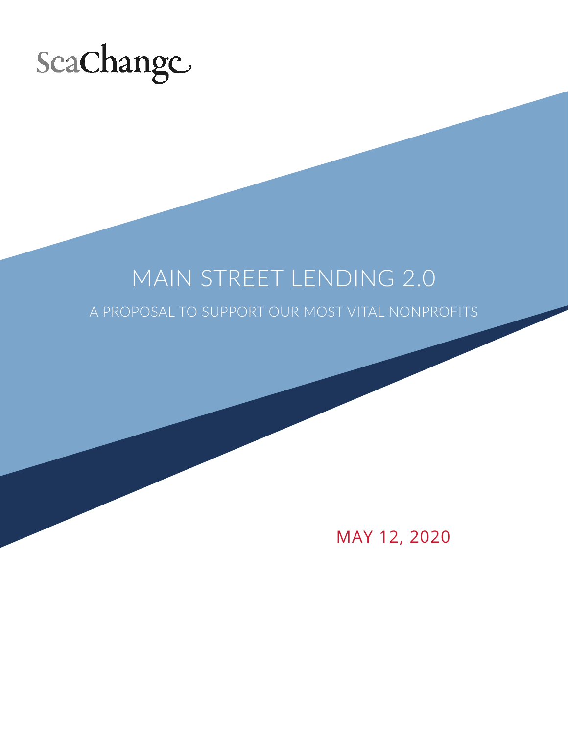SeaChange

# MAIN STREET LENDING 2.0

## A PROPOSAL TO SUPPORT OUR MOST VITAL NONPROFITS

MAY 12, 2020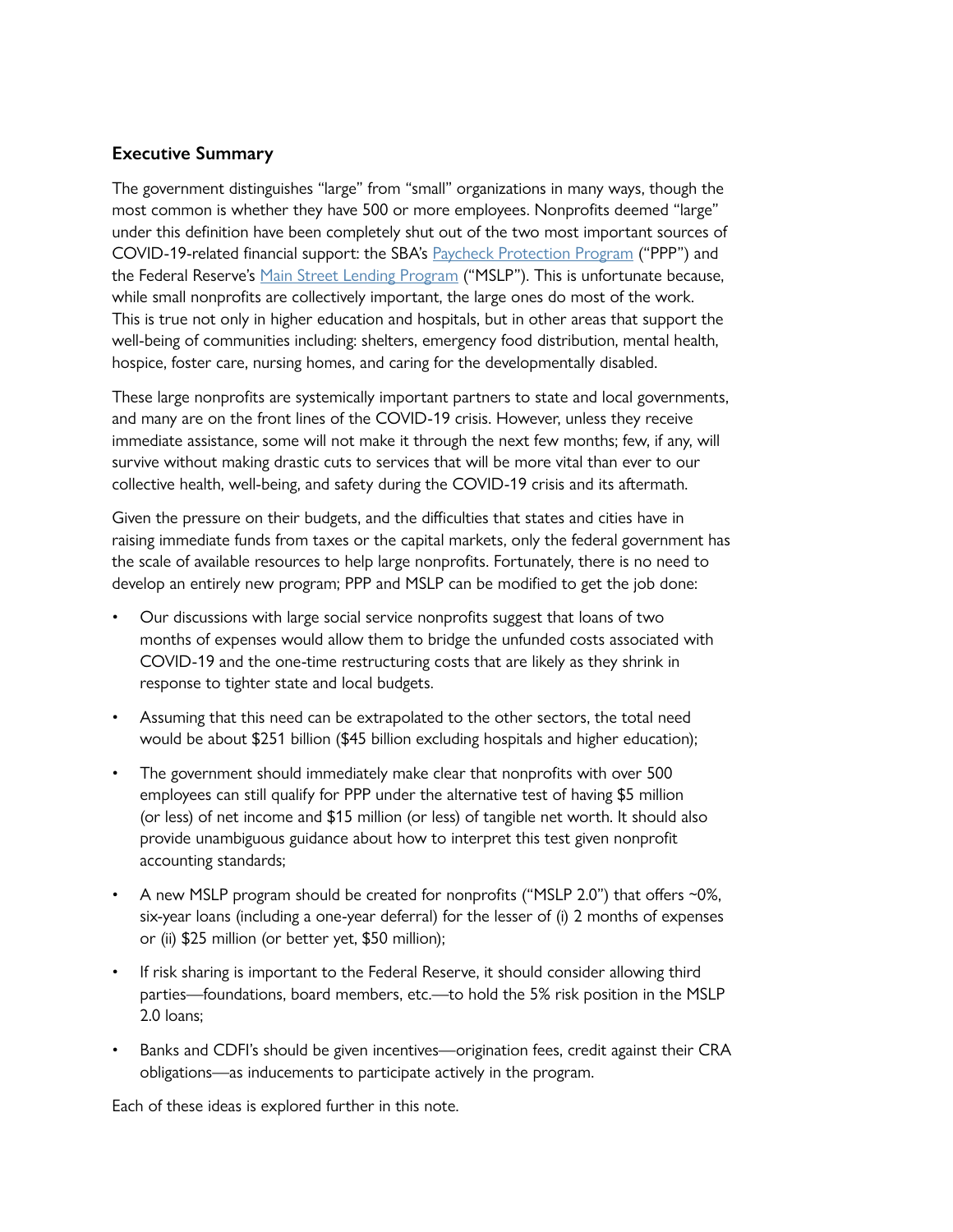## Executive Summary

The government distinguishes "large" from "small" organizations in many ways, though the most common is whether they have 500 or more employees. Nonprofits deemed "large" under this definition have been completely shut out of the two most important sources of COVID-19-related financial support: the SBA's [Paycheck Protection Program]() ("PPP") and the Federal Reserve's [Main Street Lending Program]() ("MSLP"). This is unfortunate because, while small nonprofits are collectively important, the large ones do most of the work. This is true not only in higher education and hospitals, but in other areas that support the well-being of communities including: shelters, emergency food distribution, mental health, hospice, foster care, nursing homes, and caring for the developmentally disabled.

These large nonprofits are systemically important partners to state and local governments, and many are on the front lines of the COVID-19 crisis. However, unless they receive immediate assistance, some will not make it through the next few months; few, if any, will survive without making drastic cuts to services that will be more vital than ever to our collective health, well-being, and safety during the COVID-19 crisis and its aftermath.

Given the pressure on their budgets, and the difficulties that states and cities have in raising immediate funds from taxes or the capital markets, only the federal government has the scale of available resources to help large nonprofits. Fortunately, there is no need to develop an entirely new program; PPP and MSLP can be modified to get the job done:

- Our discussions with large social service nonprofits suggest that loans of two months of expenses would allow them to bridge the unfunded costs associated with COVID-19 and the one-time restructuring costs that are likely as they shrink in response to tighter state and local budgets.
- Assuming that this need can be extrapolated to the other sectors, the total need would be about $251 billion ($45 billion excluding hospitals and higher education);
- The government should immediately make clear that nonprofits with over 500 employees can still qualify for PPP under the alternative test of having $5 million (or less) of net income and $15 million (or less) of tangible net worth. It should also provide unambiguous guidance about how to interpret this test given nonprofit accounting standards;
- A new MSLP program should be created for nonprofits ("MSLP 2.0") that offers ~0%, six-year loans (including a one-year deferral) for the lesser of (i) 2 months of expenses or (ii) $25 million (or better yet, $50 million);
- If risk sharing is important to the Federal Reserve, it should consider allowing third parties—foundations, board members, etc.—to hold the 5% risk position in the MSLP 2.0 loans;
- Banks and CDFI's should be given incentives—origination fees, credit against their CRA obligations—as inducements to participate actively in the program.

Each of these ideas is explored further in this note.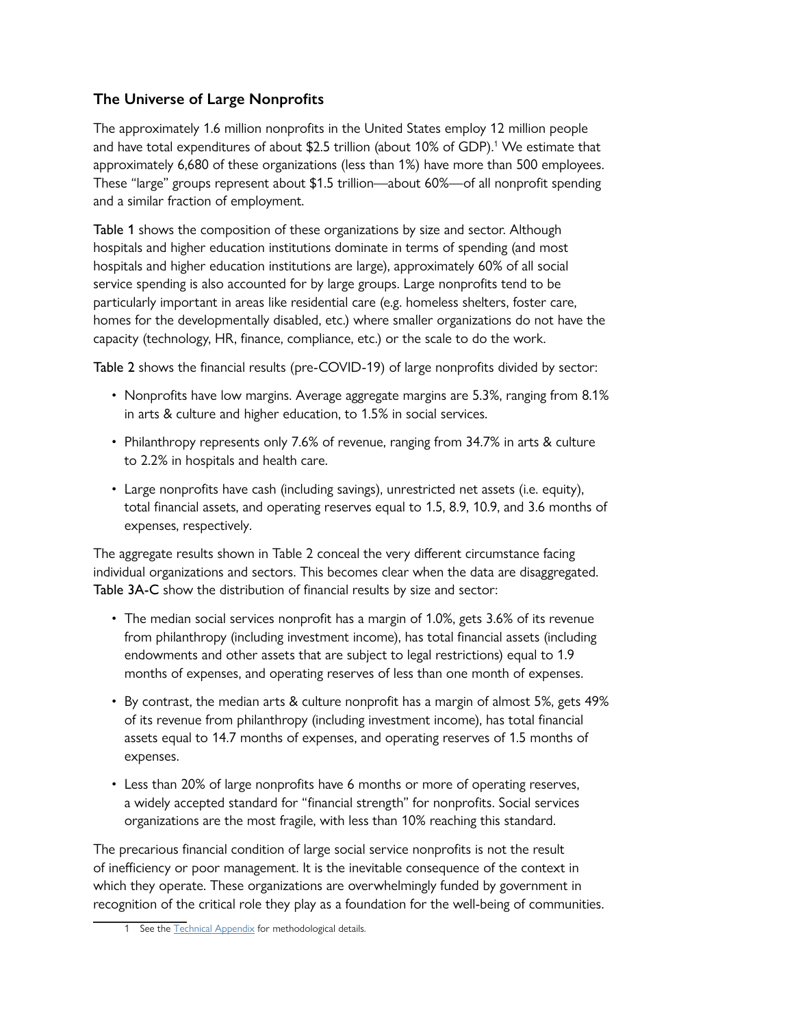## The Universe of Large Nonprofits

The approximately 1.6 million nonprofits in the United States employ 12 million people and have total expenditures of about $2.5 trillion (about 10% of GDP).[1] We estimate that approximately 6,680 of these organizations (less than 1%) have more than 500 employees. These "large" groups represent about $1.5 trillion—about 60%—of all nonprofit spending and a similar fraction of employment.

**Table 1** shows the composition of these organizations by size and sector. Although hospitals and higher education institutions dominate in terms of spending (and most hospitals and higher education institutions are large), approximately 60% of all social service spending is also accounted for by large groups. Large nonprofits tend to be particularly important in areas like residential care (e.g. homeless shelters, foster care, homes for the developmentally disabled, etc.) where smaller organizations do not have the capacity (technology, HR, finance, compliance, etc.) or the scale to do the work.

**Table 2** shows the financial results (pre-COVID-19) of large nonprofits divided by sector:

- Nonprofits have low margins. Average aggregate margins are 5.3%, ranging from 8.1% in arts & culture and higher education, to 1.5% in social services.
- Philanthropy represents only 7.6% of revenue, ranging from 34.7% in arts & culture to 2.2% in hospitals and health care.
- Large nonprofits have cash (including savings), unrestricted net assets (i.e. equity), total financial assets, and operating reserves equal to 1.5, 8.9, 10.9, and 3.6 months of expenses, respectively.

The aggregate results shown in Table 2 conceal the very different circumstance facing individual organizations and sectors. This becomes clear when the data are disaggregated. **Table 3A-C** show the distribution of financial results by size and sector:

- The median social services nonprofit has a margin of 1.0%, gets 3.6% of its revenue from philanthropy (including investment income), has total financial assets (including endowments and other assets that are subject to legal restrictions) equal to 1.9 months of expenses, and operating reserves of less than one month of expenses.
- By contrast, the median arts & culture nonprofit has a margin of almost 5%, gets 49% of its revenue from philanthropy (including investment income), has total financial assets equal to 14.7 months of expenses, and operating reserves of 1.5 months of expenses.
- Less than 20% of large nonprofits have 6 months or more of operating reserves, a widely accepted standard for "financial strength" for nonprofits. Social services organizations are the most fragile, with less than 10% reaching this standard.

The precarious financial condition of large social service nonprofits is not the result of inefficiency or poor management. It is the inevitable consequence of the context in which they operate. These organizations are overwhelmingly funded by government in recognition of the critical role they play as a foundation for the well-being of communities.

[1] See the Technical Appendix for methodological details.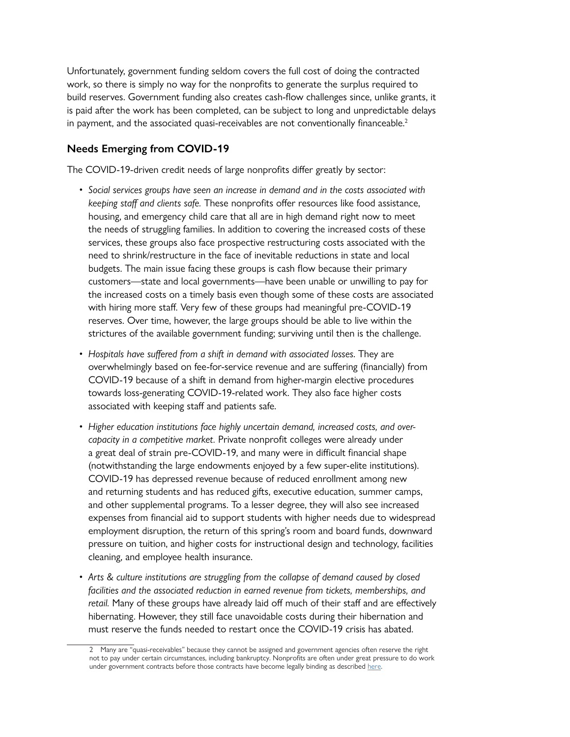Unfortunately, government funding seldom covers the full cost of doing the contracted work, so there is simply no way for the nonprofits to generate the surplus required to build reserves. Government funding also creates cash-flow challenges since, unlike grants, it is paid after the work has been completed, can be subject to long and unpredictable delays in payment, and the associated quasi-receivables are not conventionally financeable.[2]

## Needs Emerging from COVID-19

The COVID-19-driven credit needs of large nonprofits differ greatly by sector:

- *Social services groups have seen an increase in demand and in the costs associated with keeping staff and clients safe.* These nonprofits offer resources like food assistance, housing, and emergency child care that all are in high demand right now to meet the needs of struggling families. In addition to covering the increased costs of these services, these groups also face prospective restructuring costs associated with the need to shrink/restructure in the face of inevitable reductions in state and local budgets. The main issue facing these groups is cash flow because their primary customers—state and local governments—have been unable or unwilling to pay for the increased costs on a timely basis even though some of these costs are associated with hiring more staff. Very few of these groups had meaningful pre-COVID-19 reserves. Over time, however, the large groups should be able to live within the strictures of the available government funding; surviving until then is the challenge.
- *Hospitals have suffered from a shift in demand with associated losses.* They are overwhelmingly based on fee-for-service revenue and are suffering (financially) from COVID-19 because of a shift in demand from higher-margin elective procedures towards loss-generating COVID-19-related work. They also face higher costs associated with keeping staff and patients safe.
- *Higher education institutions face highly uncertain demand, increased costs, and over-capacity in a competitive market.* Private nonprofit colleges were already under a great deal of strain pre-COVID-19, and many were in difficult financial shape (notwithstanding the large endowments enjoyed by a few super-elite institutions). COVID-19 has depressed revenue because of reduced enrollment among new and returning students and has reduced gifts, executive education, summer camps, and other supplemental programs. To a lesser degree, they will also see increased expenses from financial aid to support students with higher needs due to widespread employment disruption, the return of this spring's room and board funds, downward pressure on tuition, and higher costs for instructional design and technology, facilities cleaning, and employee health insurance.
- *Arts & culture institutions are struggling from the collapse of demand caused by closed facilities and the associated reduction in earned revenue from tickets, memberships, and retail.* Many of these groups have already laid off much of their staff and are effectively hibernating. However, they still face unavoidable costs during their hibernation and must reserve the funds needed to restart once the COVID-19 crisis has abated.

---

2 Many are "quasi-receivables" because they cannot be assigned and government agencies often reserve the right not to pay under certain circumstances, including bankruptcy. Nonprofits are often under great pressure to do work under government contracts before those contracts have become legally binding as described here.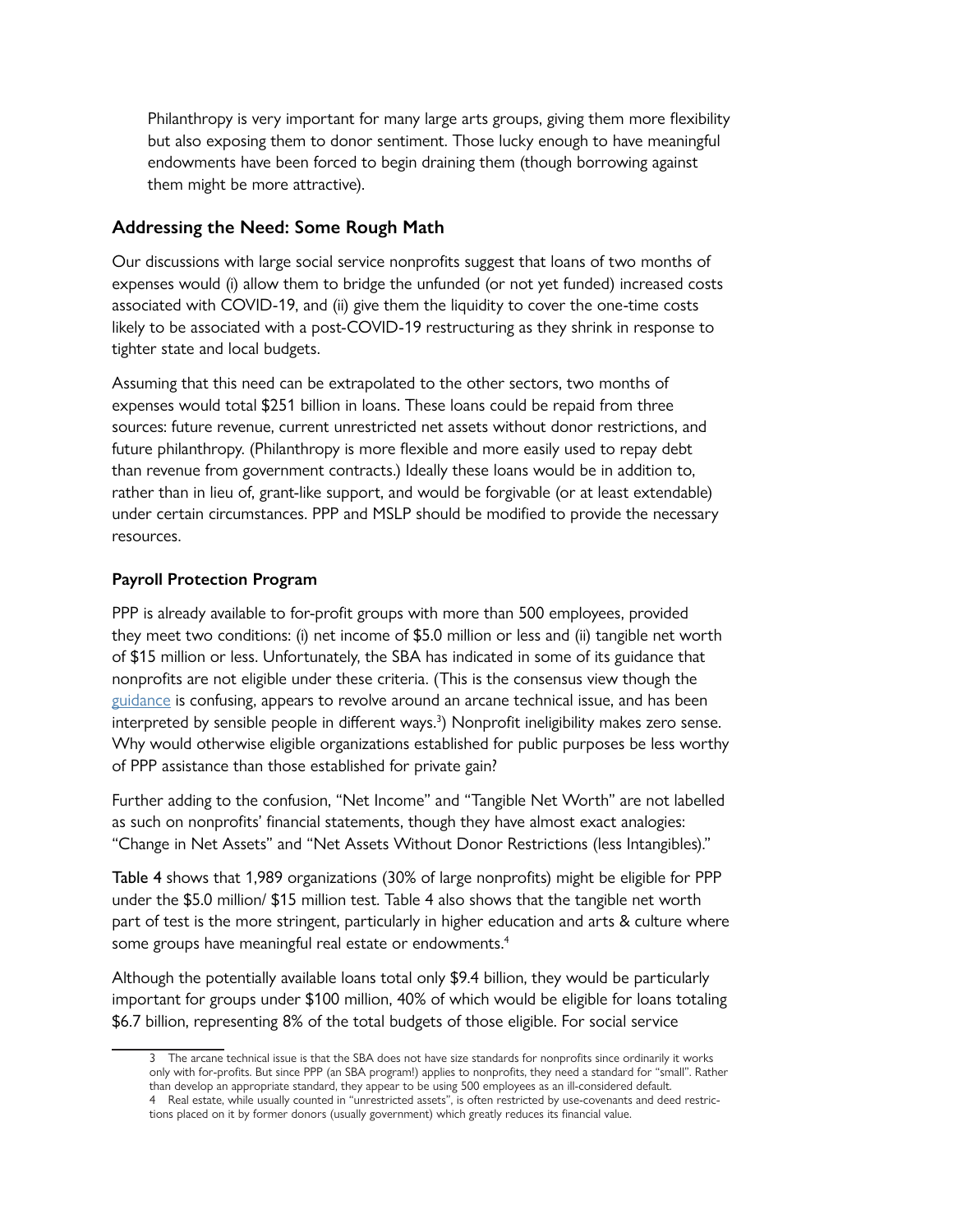Philanthropy is very important for many large arts groups, giving them more flexibility but also exposing them to donor sentiment. Those lucky enough to have meaningful endowments have been forced to begin draining them (though borrowing against them might be more attractive).

## Addressing the Need: Some Rough Math

Our discussions with large social service nonprofits suggest that loans of two months of expenses would (i) allow them to bridge the unfunded (or not yet funded) increased costs associated with COVID-19, and (ii) give them the liquidity to cover the one-time costs likely to be associated with a post-COVID-19 restructuring as they shrink in response to tighter state and local budgets.

Assuming that this need can be extrapolated to the other sectors, two months of expenses would total $251 billion in loans. These loans could be repaid from three sources: future revenue, current unrestricted net assets without donor restrictions, and future philanthropy. (Philanthropy is more flexible and more easily used to repay debt than revenue from government contracts.) Ideally these loans would be in addition to, rather than in lieu of, grant-like support, and would be forgivable (or at least extendable) under certain circumstances. PPP and MSLP should be modified to provide the necessary resources.

### Payroll Protection Program

PPP is already available to for-profit groups with more than 500 employees, provided they meet two conditions: (i) net income of $5.0 million or less and (ii) tangible net worth of $15 million or less. Unfortunately, the SBA has indicated in some of its guidance that nonprofits are not eligible under these criteria. (This is the consensus view though the guidance is confusing, appears to revolve around an arcane technical issue, and has been interpreted by sensible people in different ways.[3]) Nonprofit ineligibility makes zero sense. Why would otherwise eligible organizations established for public purposes be less worthy of PPP assistance than those established for private gain?

Further adding to the confusion, "Net Income" and "Tangible Net Worth" are not labelled as such on nonprofits' financial statements, though they have almost exact analogies: "Change in Net Assets" and "Net Assets Without Donor Restrictions (less Intangibles)."

**Table 4** shows that 1,989 organizations (30% of large nonprofits) might be eligible for PPP under the $5.0 million/ $15 million test. Table 4 also shows that the tangible net worth part of test is the more stringent, particularly in higher education and arts & culture where some groups have meaningful real estate or endowments.[4]

Although the potentially available loans total only $9.4 billion, they would be particularly important for groups under $100 million, 40% of which would be eligible for loans totaling $6.7 billion, representing 8% of the total budgets of those eligible. For social service

---

3 The arcane technical issue is that the SBA does not have size standards for nonprofits since ordinarily it works only with for-profits. But since PPP (an SBA program!) applies to nonprofits, they need a standard for "small". Rather than develop an appropriate standard, they appear to be using 500 employees as an ill-considered default.

4 Real estate, while usually counted in "unrestricted assets", is often restricted by use-covenants and deed restrictions placed on it by former donors (usually government) which greatly reduces its financial value.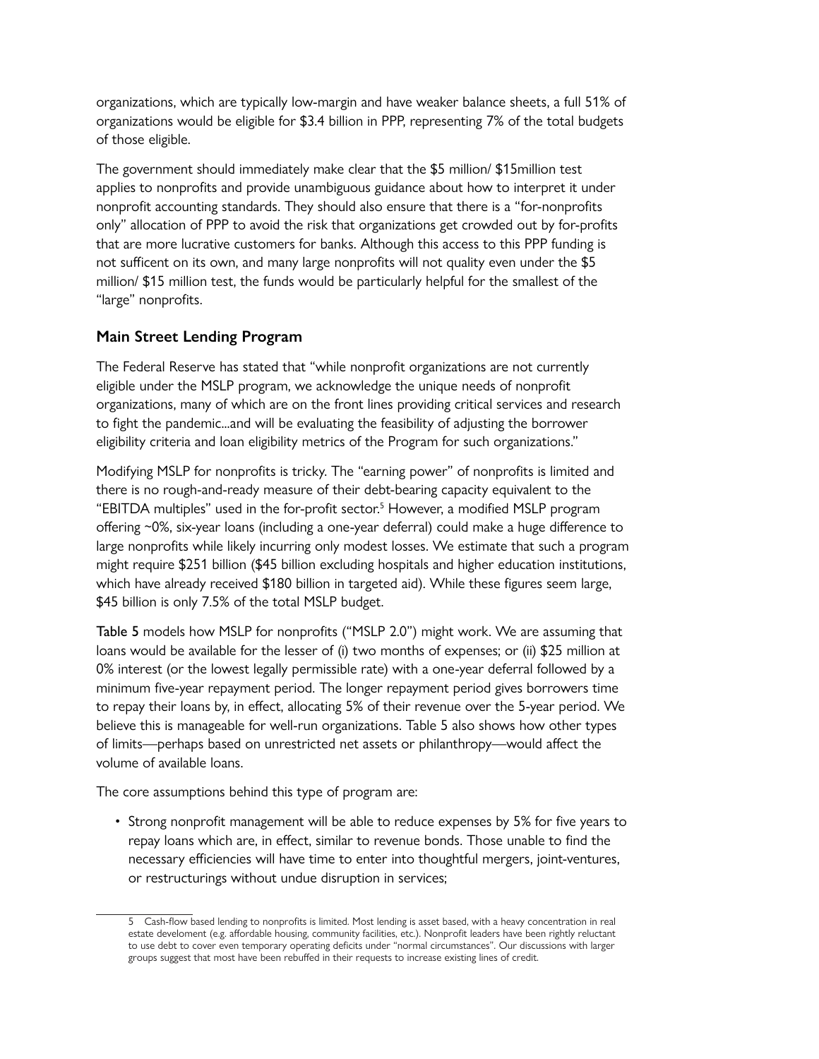organizations, which are typically low-margin and have weaker balance sheets, a full 51% of organizations would be eligible for $3.4 billion in PPP, representing 7% of the total budgets of those eligible.

The government should immediately make clear that the $5 million/ $15million test applies to nonprofits and provide unambiguous guidance about how to interpret it under nonprofit accounting standards. They should also ensure that there is a "for-nonprofits only" allocation of PPP to avoid the risk that organizations get crowded out by for-profits that are more lucrative customers for banks. Although this access to this PPP funding is not sufficent on its own, and many large nonprofits will not quality even under the $5 million/ $15 million test, the funds would be particularly helpful for the smallest of the "large" nonprofits.

## Main Street Lending Program

The Federal Reserve has stated that "while nonprofit organizations are not currently eligible under the MSLP program, we acknowledge the unique needs of nonprofit organizations, many of which are on the front lines providing critical services and research to fight the pandemic...and will be evaluating the feasibility of adjusting the borrower eligibility criteria and loan eligibility metrics of the Program for such organizations."

Modifying MSLP for nonprofits is tricky. The "earning power" of nonprofits is limited and there is no rough-and-ready measure of their debt-bearing capacity equivalent to the "EBITDA multiples" used in the for-profit sector.[5] However, a modified MSLP program offering ~0%, six-year loans (including a one-year deferral) could make a huge difference to large nonprofits while likely incurring only modest losses. We estimate that such a program might require $251 billion ($45 billion excluding hospitals and higher education institutions, which have already received $180 billion in targeted aid). While these figures seem large, $45 billion is only 7.5% of the total MSLP budget.

**Table 5** models how MSLP for nonprofits ("MSLP 2.0") might work. We are assuming that loans would be available for the lesser of (i) two months of expenses; or (ii) $25 million at 0% interest (or the lowest legally permissible rate) with a one-year deferral followed by a minimum five-year repayment period. The longer repayment period gives borrowers time to repay their loans by, in effect, allocating 5% of their revenue over the 5-year period. We believe this is manageable for well-run organizations. Table 5 also shows how other types of limits—perhaps based on unrestricted net assets or philanthropy—would affect the volume of available loans.

The core assumptions behind this type of program are:

- Strong nonprofit management will be able to reduce expenses by 5% for five years to repay loans which are, in effect, similar to revenue bonds. Those unable to find the necessary efficiencies will have time to enter into thoughtful mergers, joint-ventures, or restructurings without undue disruption in services;

---

5 Cash-flow based lending to nonprofits is limited. Most lending is asset based, with a heavy concentration in real estate develoment (e.g. affordable housing, community facilities, etc.). Nonprofit leaders have been rightly reluctant to use debt to cover even temporary operating deficits under "normal circumstances". Our discussions with larger groups suggest that most have been rebuffed in their requests to increase existing lines of credit.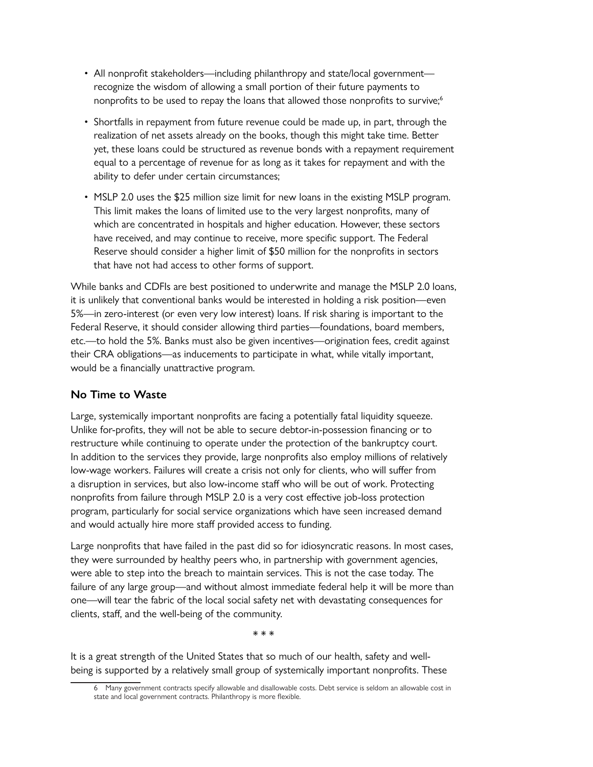- All nonprofit stakeholders—including philanthropy and state/local government—recognize the wisdom of allowing a small portion of their future payments to nonprofits to be used to repay the loans that allowed those nonprofits to survive;[6]
- Shortfalls in repayment from future revenue could be made up, in part, through the realization of net assets already on the books, though this might take time. Better yet, these loans could be structured as revenue bonds with a repayment requirement equal to a percentage of revenue for as long as it takes for repayment and with the ability to defer under certain circumstances;
- MSLP 2.0 uses the $25 million size limit for new loans in the existing MSLP program. This limit makes the loans of limited use to the very largest nonprofits, many of which are concentrated in hospitals and higher education. However, these sectors have received, and may continue to receive, more specific support. The Federal Reserve should consider a higher limit of $50 million for the nonprofits in sectors that have not had access to other forms of support.

While banks and CDFIs are best positioned to underwrite and manage the MSLP 2.0 loans, it is unlikely that conventional banks would be interested in holding a risk position—even 5%—in zero-interest (or even very low interest) loans. If risk sharing is important to the Federal Reserve, it should consider allowing third parties—foundations, board members, etc.—to hold the 5%. Banks must also be given incentives—origination fees, credit against their CRA obligations—as inducements to participate in what, while vitally important, would be a financially unattractive program.

## No Time to Waste

Large, systemically important nonprofits are facing a potentially fatal liquidity squeeze. Unlike for-profits, they will not be able to secure debtor-in-possession financing or to restructure while continuing to operate under the protection of the bankruptcy court. In addition to the services they provide, large nonprofits also employ millions of relatively low-wage workers. Failures will create a crisis not only for clients, who will suffer from a disruption in services, but also low-income staff who will be out of work. Protecting nonprofits from failure through MSLP 2.0 is a very cost effective job-loss protection program, particularly for social service organizations which have seen increased demand and would actually hire more staff provided access to funding.

Large nonprofits that have failed in the past did so for idiosyncratic reasons. In most cases, they were surrounded by healthy peers who, in partnership with government agencies, were able to step into the breach to maintain services. This is not the case today. The failure of any large group—and without almost immediate federal help it will be more than one—will tear the fabric of the local social safety net with devastating consequences for clients, staff, and the well-being of the community.

\* \* \*

It is a great strength of the United States that so much of our health, safety and well-being is supported by a relatively small group of systemically important nonprofits. These

---

6 Many government contracts specify allowable and disallowable costs. Debt service is seldom an allowable cost in state and local government contracts. Philanthropy is more flexible.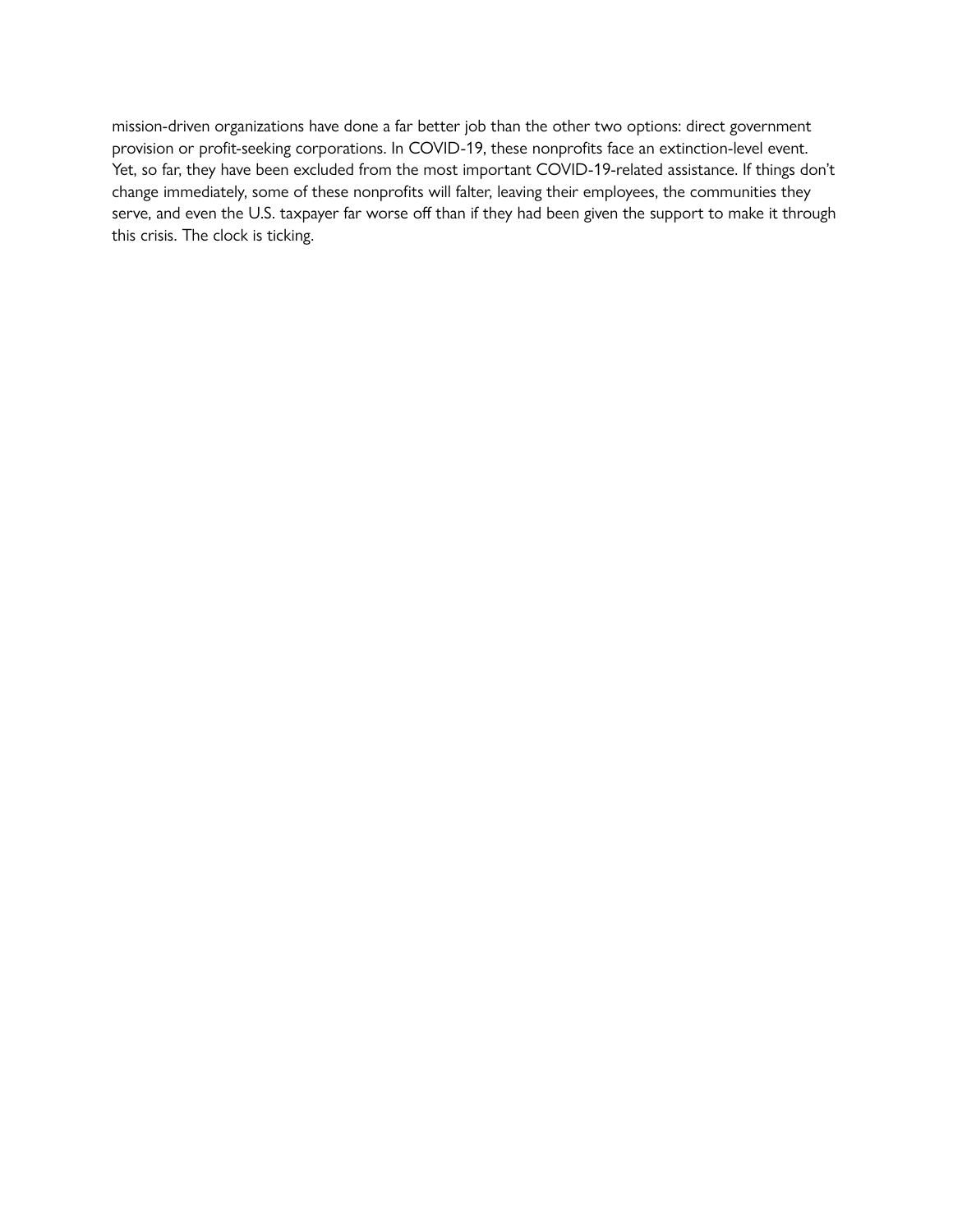mission-driven organizations have done a far better job than the other two options: direct government provision or profit-seeking corporations. In COVID-19, these nonprofits face an extinction-level event. Yet, so far, they have been excluded from the most important COVID-19-related assistance. If things don't change immediately, some of these nonprofits will falter, leaving their employees, the communities they serve, and even the U.S. taxpayer far worse off than if they had been given the support to make it through this crisis. The clock is ticking.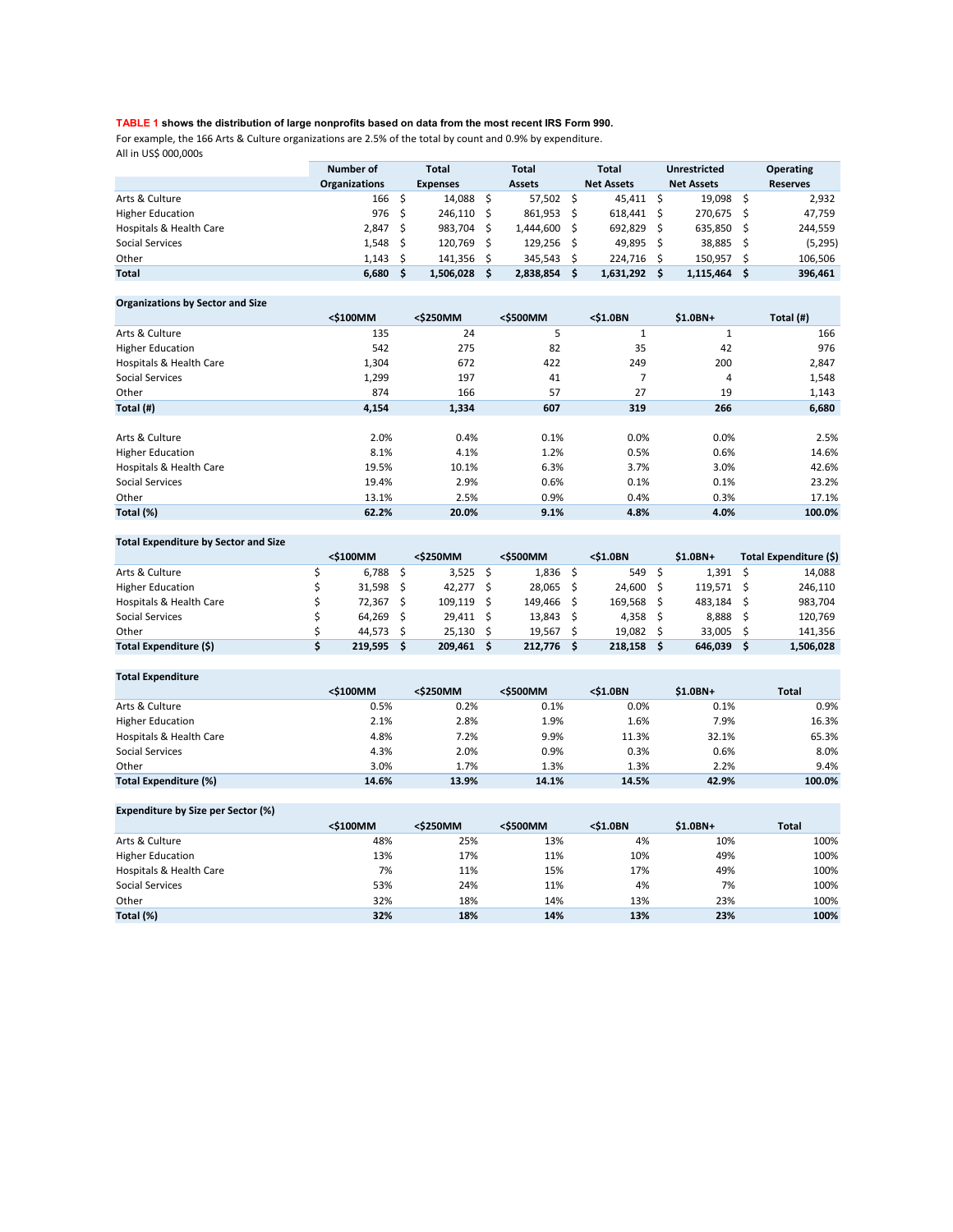**TABLE 1 shows the distribution of large nonprofits based on data from the most recent IRS Form 990.**

For example, the 166 Arts & Culture organizations are 2.5% of the total by count and 0.9% by expenditure.

All in US$ 000,000s

| | Number of Organizations | Total Expenses | Total Assets | Total Net Assets | Unrestricted Net Assets | Operating Reserves |
|---|---|---|---|---|---|---|
| Arts & Culture | 166 | $ 14,088 | $ 57,502 | $ 45,411 | $ 19,098 | $ 2,932 |
| Higher Education | 976 | $ 246,110 | $ 861,953 | $ 618,441 | $ 270,675 | $ 47,759 |
| Hospitals & Health Care | 2,847 | $ 983,704 | $ 1,444,600 | $ 692,829 | $ 635,850 | $ 244,559 |
| Social Services | 1,548 | $ 120,769 | $ 129,256 | $ 49,895 | $ 38,885 | $ (5,295) |
| Other | 1,143 | $ 141,356 | $ 345,543 | $ 224,716 | $ 150,957 | $ 106,506 |
| **Total** | **6,680** | **$ 1,506,028** | **$ 2,838,854** | **$ 1,631,292** | **$ 1,115,464** | **$ 396,461** |

**Organizations by Sector and Size**

| | <\$100MM | <\$250MM | <\$500MM | <\$1.0BN | \$1.0BN+ | Total (#) |
|---|---|---|---|---|---|---|
| Arts & Culture | 135 | 24 | 5 | 1 | 1 | 166 |
| Higher Education | 542 | 275 | 82 | 35 | 42 | 976 |
| Hospitals & Health Care | 1,304 | 672 | 422 | 249 | 200 | 2,847 |
| Social Services | 1,299 | 197 | 41 | 7 | 4 | 1,548 |
| Other | 874 | 166 | 57 | 27 | 19 | 1,143 |
| **Total (#)** | **4,154** | **1,334** | **607** | **319** | **266** | **6,680** |
| Arts & Culture | 2.0% | 0.4% | 0.1% | 0.0% | 0.0% | 2.5% |
| Higher Education | 8.1% | 4.1% | 1.2% | 0.5% | 0.6% | 14.6% |
| Hospitals & Health Care | 19.5% | 10.1% | 6.3% | 3.7% | 3.0% | 42.6% |
| Social Services | 19.4% | 2.9% | 0.6% | 0.1% | 0.1% | 23.2% |
| Other | 13.1% | 2.5% | 0.9% | 0.4% | 0.3% | 17.1% |
| **Total (%)** | **62.2%** | **20.0%** | **9.1%** | **4.8%** | **4.0%** | **100.0%** |

**Total Expenditure by Sector and Size**

| | <\$100MM | <\$250MM | <\$500MM | <\$1.0BN | \$1.0BN+ | Total Expenditure (\$) |
|---|---|---|---|---|---|---|
| Arts & Culture | $ 6,788 | $ 3,525 | $ 1,836 | $ 549 | $ 1,391 | $ 14,088 |
| Higher Education | $ 31,598 | $ 42,277 | $ 28,065 | $ 24,600 | $ 119,571 | $ 246,110 |
| Hospitals & Health Care | $ 72,367 | $ 109,119 | $ 149,466 | $ 169,568 | $ 483,184 | $ 983,704 |
| Social Services | $ 64,269 | $ 29,411 | $ 13,843 | $ 4,358 | $ 8,888 | $ 120,769 |
| Other | $ 44,573 | $ 25,130 | $ 19,567 | $ 19,082 | $ 33,005 | $ 141,356 |
| **Total Expenditure (\$)** | **$ 219,595** | **$ 209,461** | **$ 212,776** | **$ 218,158** | **$ 646,039** | **$ 1,506,028** |

**Total Expenditure**

| | <\$100MM | <\$250MM | <\$500MM | <\$1.0BN | \$1.0BN+ | Total |
|---|---|---|---|---|---|---|
| Arts & Culture | 0.5% | 0.2% | 0.1% | 0.0% | 0.1% | 0.9% |
| Higher Education | 2.1% | 2.8% | 1.9% | 1.6% | 7.9% | 16.3% |
| Hospitals & Health Care | 4.8% | 7.2% | 9.9% | 11.3% | 32.1% | 65.3% |
| Social Services | 4.3% | 2.0% | 0.9% | 0.3% | 0.6% | 8.0% |
| Other | 3.0% | 1.7% | 1.3% | 1.3% | 2.2% | 9.4% |
| **Total Expenditure (%)** | **14.6%** | **13.9%** | **14.1%** | **14.5%** | **42.9%** | **100.0%** |

**Expenditure by Size per Sector (%)**

| | <\$100MM | <\$250MM | <\$500MM | <\$1.0BN | \$1.0BN+ | Total |
|---|---|---|---|---|---|---|
| Arts & Culture | 48% | 25% | 13% | 4% | 10% | 100% |
| Higher Education | 13% | 17% | 11% | 10% | 49% | 100% |
| Hospitals & Health Care | 7% | 11% | 15% | 17% | 49% | 100% |
| Social Services | 53% | 24% | 11% | 4% | 7% | 100% |
| Other | 32% | 18% | 14% | 13% | 23% | 100% |
| **Total (%)** | **32%** | **18%** | **14%** | **13%** | **23%** | **100%** |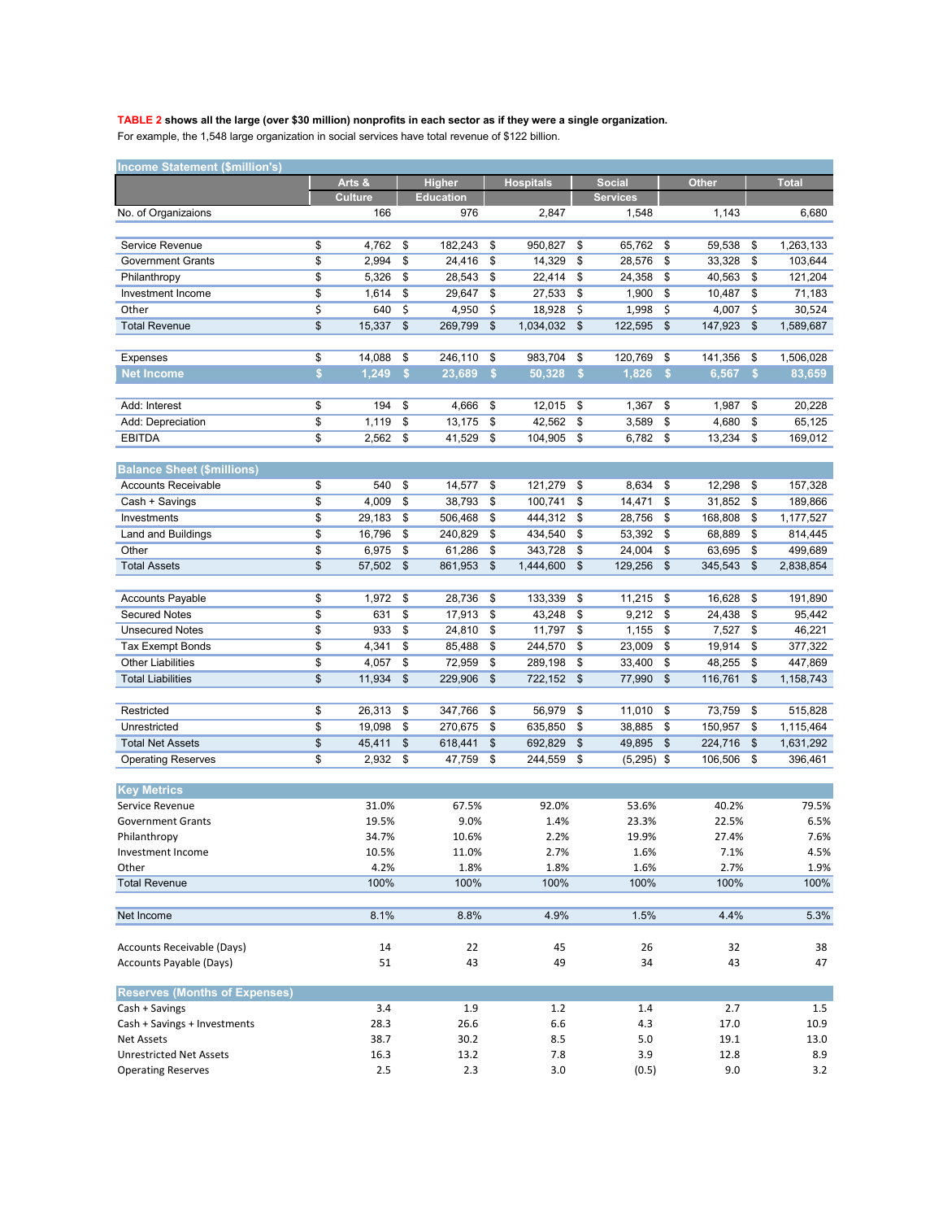**TABLE 2 shows all the large (over $30 million) nonprofits in each sector as if they were a single organization.**
For example, the 1,548 large organization in social services have total revenue of $122 billion.

| Income Statement ($million's) | Arts & Culture | Higher Education | Hospitals | Social Services | Other | Total |
|---|---|---|---|---|---|---|
| No. of Organizaions | 166 | 976 | 2,847 | 1,548 | 1,143 | 6,680 |
| | | | | | | |
| Service Revenue | $ 4,762 | $ 182,243 | $ 950,827 | $ 65,762 | $ 59,538 | $ 1,263,133 |
| Government Grants | $ 2,994 | $ 24,416 | $ 14,329 | $ 28,576 | $ 33,328 | $ 103,644 |
| Philanthropy | $ 5,326 | $ 28,543 | $ 22,414 | $ 24,358 | $ 40,563 | $ 121,204 |
| Investment Income | $ 1,614 | $ 29,647 | $ 27,533 | $ 1,900 | $ 10,487 | $ 71,183 |
| Other | $ 640 | $ 4,950 | $ 18,928 | $ 1,998 | $ 4,007 | $ 30,524 |
| Total Revenue | $ 15,337 | $ 269,799 | $ 1,034,032 | $ 122,595 | $ 147,923 | $ 1,589,687 |
| | | | | | | |
| Expenses | $ 14,088 | $ 246,110 | $ 983,704 | $ 120,769 | $ 141,356 | $ 1,506,028 |
| **Net Income** | **$ 1,249** | **$ 23,689** | **$ 50,328** | **$ 1,826** | **$ 6,567** | **$ 83,659** |
| | | | | | | |
| Add: Interest | $ 194 | $ 4,666 | $ 12,015 | $ 1,367 | $ 1,987 | $ 20,228 |
| Add: Depreciation | $ 1,119 | $ 13,175 | $ 42,562 | $ 3,589 | $ 4,680 | $ 65,125 |
| EBITDA | $ 2,562 | $ 41,529 | $ 104,905 | $ 6,782 | $ 13,234 | $ 169,012 |
| | | | | | | |
| **Balance Sheet ($millions)** | | | | | | |
| Accounts Receivable | $ 540 | $ 14,577 | $ 121,279 | $ 8,634 | $ 12,298 | $ 157,328 |
| Cash + Savings | $ 4,009 | $ 38,793 | $ 100,741 | $ 14,471 | $ 31,852 | $ 189,866 |
| Investments | $ 29,183 | $ 506,468 | $ 444,312 | $ 28,756 | $ 168,808 | $ 1,177,527 |
| Land and Buildings | $ 16,796 | $ 240,829 | $ 434,540 | $ 53,392 | $ 68,889 | $ 814,445 |
| Other | $ 6,975 | $ 61,286 | $ 343,728 | $ 24,004 | $ 63,695 | $ 499,689 |
| Total Assets | $ 57,502 | $ 861,953 | $ 1,444,600 | $ 129,256 | $ 345,543 | $ 2,838,854 |
| | | | | | | |
| Accounts Payable | $ 1,972 | $ 28,736 | $ 133,339 | $ 11,215 | $ 16,628 | $ 191,890 |
| Secured Notes | $ 631 | $ 17,913 | $ 43,248 | $ 9,212 | $ 24,438 | $ 95,442 |
| Unsecured Notes | $ 933 | $ 24,810 | $ 11,797 | $ 1,155 | $ 7,527 | $ 46,221 |
| Tax Exempt Bonds | $ 4,341 | $ 85,488 | $ 244,570 | $ 23,009 | $ 19,914 | $ 377,322 |
| Other Liabilities | $ 4,057 | $ 72,959 | $ 289,198 | $ 33,400 | $ 48,255 | $ 447,869 |
| Total Liabilities | $ 11,934 | $ 229,906 | $ 722,152 | $ 77,990 | $ 116,761 | $ 1,158,743 |
| | | | | | | |
| Restricted | $ 26,313 | $ 347,766 | $ 56,979 | $ 11,010 | $ 73,759 | $ 515,828 |
| Unrestricted | $ 19,098 | $ 270,675 | $ 635,850 | $ 38,885 | $ 150,957 | $ 1,115,464 |
| Total Net Assets | $ 45,411 | $ 618,441 | $ 692,829 | $ 49,895 | $ 224,716 | $ 1,631,292 |
| Operating Reserves | $ 2,932 | $ 47,759 | $ 244,559 | $ (5,295) | $ 106,506 | $ 396,461 |
| | | | | | | |
| **Key Metrics** | | | | | | |
| Service Revenue | 31.0% | 67.5% | 92.0% | 53.6% | 40.2% | 79.5% |
| Government Grants | 19.5% | 9.0% | 1.4% | 23.3% | 22.5% | 6.5% |
| Philanthropy | 34.7% | 10.6% | 2.2% | 19.9% | 27.4% | 7.6% |
| Investment Income | 10.5% | 11.0% | 2.7% | 1.6% | 7.1% | 4.5% |
| Other | 4.2% | 1.8% | 1.8% | 1.6% | 2.7% | 1.9% |
| Total Revenue | 100% | 100% | 100% | 100% | 100% | 100% |
| | | | | | | |
| Net Income | 8.1% | 8.8% | 4.9% | 1.5% | 4.4% | 5.3% |
| | | | | | | |
| Accounts Receivable (Days) | 14 | 22 | 45 | 26 | 32 | 38 |
| Accounts Payable (Days) | 51 | 43 | 49 | 34 | 43 | 47 |
| | | | | | | |
| **Reserves (Months of Expenses)** | | | | | | |
| Cash + Savings | 3.4 | 1.9 | 1.2 | 1.4 | 2.7 | 1.5 |
| Cash + Savings + Investments | 28.3 | 26.6 | 6.6 | 4.3 | 17.0 | 10.9 |
| Net Assets | 38.7 | 30.2 | 8.5 | 5.0 | 19.1 | 13.0 |
| Unrestricted Net Assets | 16.3 | 13.2 | 7.8 | 3.9 | 12.8 | 8.9 |
| Operating Reserves | 2.5 | 2.3 | 3.0 | (0.5) | 9.0 | 3.2 |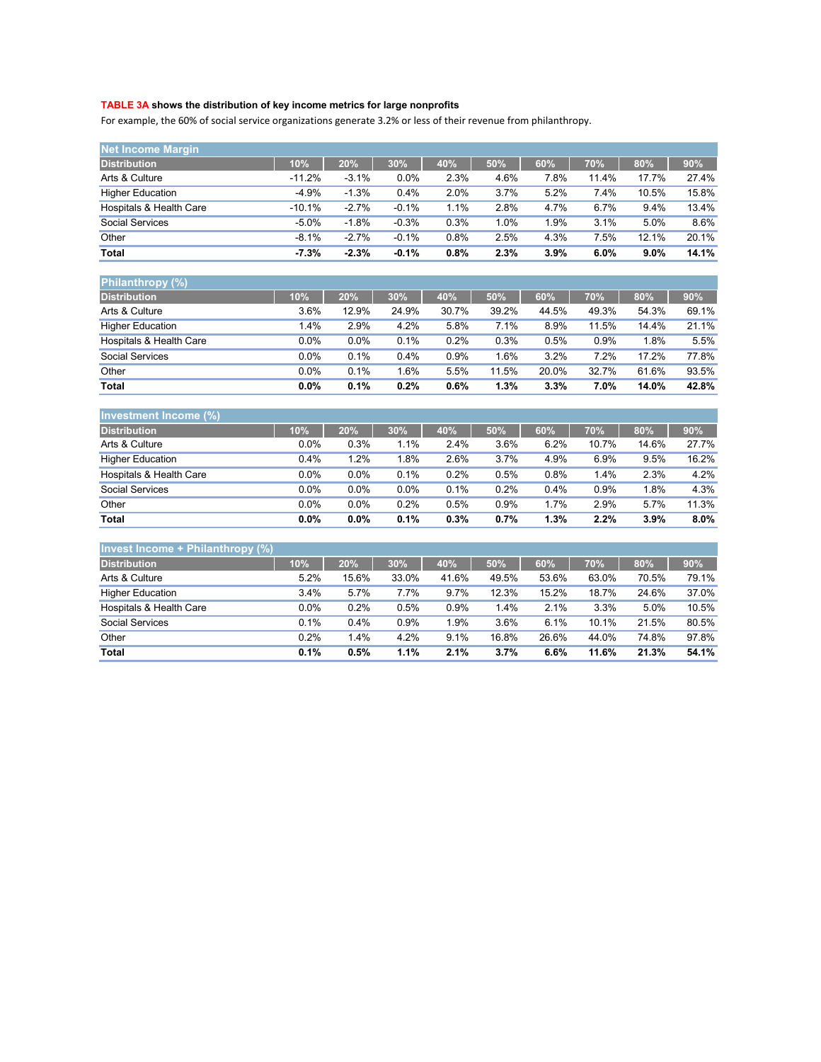**TABLE 3A shows the distribution of key income metrics for large nonprofits**

For example, the 60% of social service organizations generate 3.2% or less of their revenue from philanthropy.

**Net Income Margin**

| Distribution | 10% | 20% | 30% | 40% | 50% | 60% | 70% | 80% | 90% |
|---|---|---|---|---|---|---|---|---|---|
| Arts & Culture | -11.2% | -3.1% | 0.0% | 2.3% | 4.6% | 7.8% | 11.4% | 17.7% | 27.4% |
| Higher Education | -4.9% | -1.3% | 0.4% | 2.0% | 3.7% | 5.2% | 7.4% | 10.5% | 15.8% |
| Hospitals & Health Care | -10.1% | -2.7% | -0.1% | 1.1% | 2.8% | 4.7% | 6.7% | 9.4% | 13.4% |
| Social Services | -5.0% | -1.8% | -0.3% | 0.3% | 1.0% | 1.9% | 3.1% | 5.0% | 8.6% |
| Other | -8.1% | -2.7% | -0.1% | 0.8% | 2.5% | 4.3% | 7.5% | 12.1% | 20.1% |
| **Total** | **-7.3%** | **-2.3%** | **-0.1%** | **0.8%** | **2.3%** | **3.9%** | **6.0%** | **9.0%** | **14.1%** |

**Philanthropy (%)**

| Distribution | 10% | 20% | 30% | 40% | 50% | 60% | 70% | 80% | 90% |
|---|---|---|---|---|---|---|---|---|---|
| Arts & Culture | 3.6% | 12.9% | 24.9% | 30.7% | 39.2% | 44.5% | 49.3% | 54.3% | 69.1% |
| Higher Education | 1.4% | 2.9% | 4.2% | 5.8% | 7.1% | 8.9% | 11.5% | 14.4% | 21.1% |
| Hospitals & Health Care | 0.0% | 0.0% | 0.1% | 0.2% | 0.3% | 0.5% | 0.9% | 1.8% | 5.5% |
| Social Services | 0.0% | 0.1% | 0.4% | 0.9% | 1.6% | 3.2% | 7.2% | 17.2% | 77.8% |
| Other | 0.0% | 0.1% | 1.6% | 5.5% | 11.5% | 20.0% | 32.7% | 61.6% | 93.5% |
| **Total** | **0.0%** | **0.1%** | **0.2%** | **0.6%** | **1.3%** | **3.3%** | **7.0%** | **14.0%** | **42.8%** |

**Investment Income (%)**

| Distribution | 10% | 20% | 30% | 40% | 50% | 60% | 70% | 80% | 90% |
|---|---|---|---|---|---|---|---|---|---|
| Arts & Culture | 0.0% | 0.3% | 1.1% | 2.4% | 3.6% | 6.2% | 10.7% | 14.6% | 27.7% |
| Higher Education | 0.4% | 1.2% | 1.8% | 2.6% | 3.7% | 4.9% | 6.9% | 9.5% | 16.2% |
| Hospitals & Health Care | 0.0% | 0.0% | 0.1% | 0.2% | 0.5% | 0.8% | 1.4% | 2.3% | 4.2% |
| Social Services | 0.0% | 0.0% | 0.0% | 0.1% | 0.2% | 0.4% | 0.9% | 1.8% | 4.3% |
| Other | 0.0% | 0.0% | 0.2% | 0.5% | 0.9% | 1.7% | 2.9% | 5.7% | 11.3% |
| **Total** | **0.0%** | **0.0%** | **0.1%** | **0.3%** | **0.7%** | **1.3%** | **2.2%** | **3.9%** | **8.0%** |

**Invest Income + Philanthropy (%)**

| Distribution | 10% | 20% | 30% | 40% | 50% | 60% | 70% | 80% | 90% |
|---|---|---|---|---|---|---|---|---|---|
| Arts & Culture | 5.2% | 15.6% | 33.0% | 41.6% | 49.5% | 53.6% | 63.0% | 70.5% | 79.1% |
| Higher Education | 3.4% | 5.7% | 7.7% | 9.7% | 12.3% | 15.2% | 18.7% | 24.6% | 37.0% |
| Hospitals & Health Care | 0.0% | 0.2% | 0.5% | 0.9% | 1.4% | 2.1% | 3.3% | 5.0% | 10.5% |
| Social Services | 0.1% | 0.4% | 0.9% | 1.9% | 3.6% | 6.1% | 10.1% | 21.5% | 80.5% |
| Other | 0.2% | 1.4% | 4.2% | 9.1% | 16.8% | 26.6% | 44.0% | 74.8% | 97.8% |
| **Total** | **0.1%** | **0.5%** | **1.1%** | **2.1%** | **3.7%** | **6.6%** | **11.6%** | **21.3%** | **54.1%** |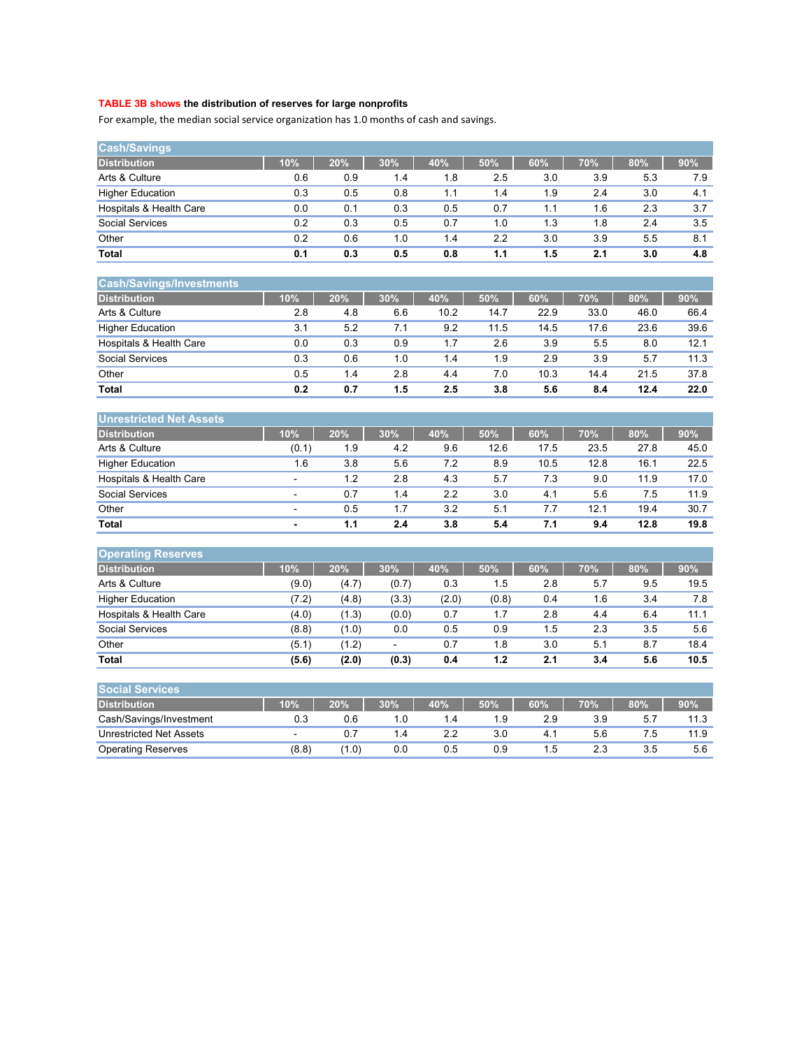**TABLE 3B shows the distribution of reserves for large nonprofits**

For example, the median social service organization has 1.0 months of cash and savings.

| **Cash/Savings** | | | | | | | | | |
|---|---|---|---|---|---|---|---|---|---|
| **Distribution** | **10%** | **20%** | **30%** | **40%** | **50%** | **60%** | **70%** | **80%** | **90%** |
| Arts & Culture | 0.6 | 0.9 | 1.4 | 1.8 | 2.5 | 3.0 | 3.9 | 5.3 | 7.9 |
| Higher Education | 0.3 | 0.5 | 0.8 | 1.1 | 1.4 | 1.9 | 2.4 | 3.0 | 4.1 |
| Hospitals & Health Care | 0.0 | 0.1 | 0.3 | 0.5 | 0.7 | 1.1 | 1.6 | 2.3 | 3.7 |
| Social Services | 0.2 | 0.3 | 0.5 | 0.7 | 1.0 | 1.3 | 1.8 | 2.4 | 3.5 |
| Other | 0.2 | 0.6 | 1.0 | 1.4 | 2.2 | 3.0 | 3.9 | 5.5 | 8.1 |
| **Total** | **0.1** | **0.3** | **0.5** | **0.8** | **1.1** | **1.5** | **2.1** | **3.0** | **4.8** |

| **Cash/Savings/Investments** | | | | | | | | | |
|---|---|---|---|---|---|---|---|---|---|
| **Distribution** | **10%** | **20%** | **30%** | **40%** | **50%** | **60%** | **70%** | **80%** | **90%** |
| Arts & Culture | 2.8 | 4.8 | 6.6 | 10.2 | 14.7 | 22.9 | 33.0 | 46.0 | 66.4 |
| Higher Education | 3.1 | 5.2 | 7.1 | 9.2 | 11.5 | 14.5 | 17.6 | 23.6 | 39.6 |
| Hospitals & Health Care | 0.0 | 0.3 | 0.9 | 1.7 | 2.6 | 3.9 | 5.5 | 8.0 | 12.1 |
| Social Services | 0.3 | 0.6 | 1.0 | 1.4 | 1.9 | 2.9 | 3.9 | 5.7 | 11.3 |
| Other | 0.5 | 1.4 | 2.8 | 4.4 | 7.0 | 10.3 | 14.4 | 21.5 | 37.8 |
| **Total** | **0.2** | **0.7** | **1.5** | **2.5** | **3.8** | **5.6** | **8.4** | **12.4** | **22.0** |

| **Unrestricted Net Assets** | | | | | | | | | |
|---|---|---|---|---|---|---|---|---|---|
| **Distribution** | **10%** | **20%** | **30%** | **40%** | **50%** | **60%** | **70%** | **80%** | **90%** |
| Arts & Culture | (0.1) | 1.9 | 4.2 | 9.6 | 12.6 | 17.5 | 23.5 | 27.8 | 45.0 |
| Higher Education | 1.6 | 3.8 | 5.6 | 7.2 | 8.9 | 10.5 | 12.8 | 16.1 | 22.5 |
| Hospitals & Health Care | - | 1.2 | 2.8 | 4.3 | 5.7 | 7.3 | 9.0 | 11.9 | 17.0 |
| Social Services | - | 0.7 | 1.4 | 2.2 | 3.0 | 4.1 | 5.6 | 7.5 | 11.9 |
| Other | - | 0.5 | 1.7 | 3.2 | 5.1 | 7.7 | 12.1 | 19.4 | 30.7 |
| **Total** | **-** | **1.1** | **2.4** | **3.8** | **5.4** | **7.1** | **9.4** | **12.8** | **19.8** |

| **Operating Reserves** | | | | | | | | | |
|---|---|---|---|---|---|---|---|---|---|
| **Distribution** | **10%** | **20%** | **30%** | **40%** | **50%** | **60%** | **70%** | **80%** | **90%** |
| Arts & Culture | (9.0) | (4.7) | (0.7) | 0.3 | 1.5 | 2.8 | 5.7 | 9.5 | 19.5 |
| Higher Education | (7.2) | (4.8) | (3.3) | (2.0) | (0.8) | 0.4 | 1.6 | 3.4 | 7.8 |
| Hospitals & Health Care | (4.0) | (1.3) | (0.0) | 0.7 | 1.7 | 2.8 | 4.4 | 6.4 | 11.1 |
| Social Services | (8.8) | (1.0) | 0.0 | 0.5 | 0.9 | 1.5 | 2.3 | 3.5 | 5.6 |
| Other | (5.1) | (1.2) | - | 0.7 | 1.8 | 3.0 | 5.1 | 8.7 | 18.4 |
| **Total** | **(5.6)** | **(2.0)** | **(0.3)** | **0.4** | **1.2** | **2.1** | **3.4** | **5.6** | **10.5** |

| **Social Services** | | | | | | | | | |
|---|---|---|---|---|---|---|---|---|---|
| **Distribution** | **10%** | **20%** | **30%** | **40%** | **50%** | **60%** | **70%** | **80%** | **90%** |
| Cash/Savings/Investment | 0.3 | 0.6 | 1.0 | 1.4 | 1.9 | 2.9 | 3.9 | 5.7 | 11.3 |
| Unrestricted Net Assets | - | 0.7 | 1.4 | 2.2 | 3.0 | 4.1 | 5.6 | 7.5 | 11.9 |
| Operating Reserves | (8.8) | (1.0) | 0.0 | 0.5 | 0.9 | 1.5 | 2.3 | 3.5 | 5.6 |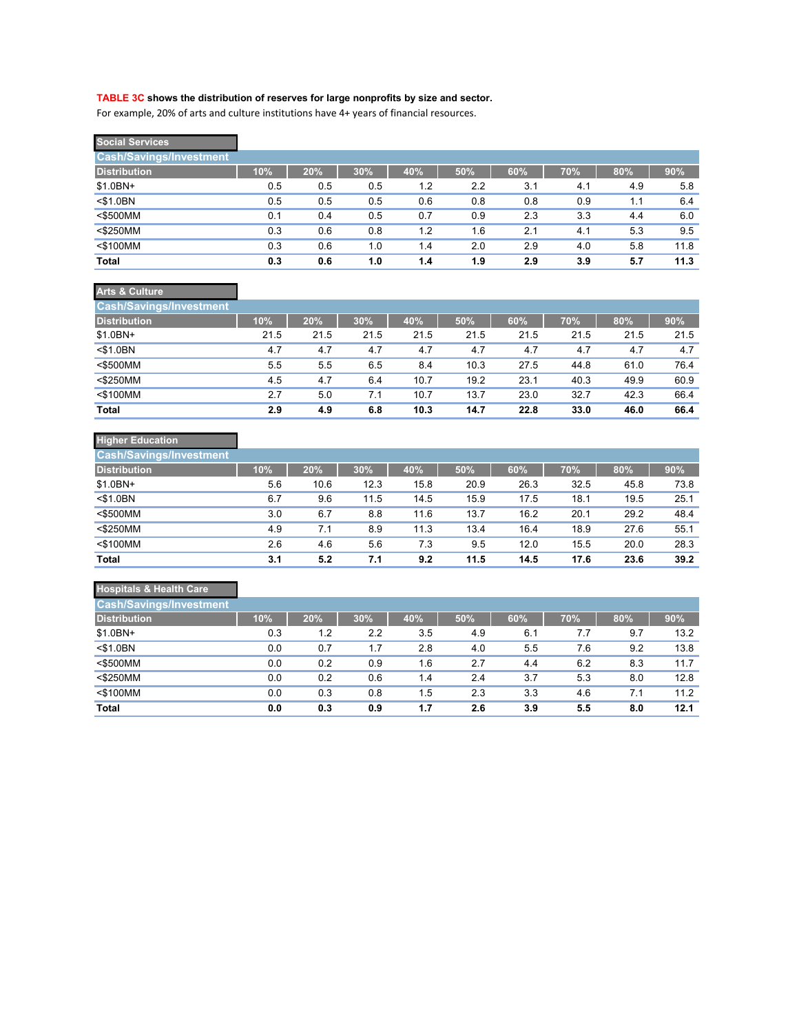**TABLE 3C shows the distribution of reserves for large nonprofits by size and sector.**

For example, 20% of arts and culture institutions have 4+ years of financial resources.

**Social Services**

| Cash/Savings/Investment Distribution | 10% | 20% | 30% | 40% | 50% | 60% | 70% | 80% | 90% |
|---|---|---|---|---|---|---|---|---|---|
| $1.0BN+ | 0.5 | 0.5 | 0.5 | 1.2 | 2.2 | 3.1 | 4.1 | 4.9 | 5.8 |
| <$1.0BN | 0.5 | 0.5 | 0.5 | 0.6 | 0.8 | 0.8 | 0.9 | 1.1 | 6.4 |
| <$500MM | 0.1 | 0.4 | 0.5 | 0.7 | 0.9 | 2.3 | 3.3 | 4.4 | 6.0 |
| <$250MM | 0.3 | 0.6 | 0.8 | 1.2 | 1.6 | 2.1 | 4.1 | 5.3 | 9.5 |
| <$100MM | 0.3 | 0.6 | 1.0 | 1.4 | 2.0 | 2.9 | 4.0 | 5.8 | 11.8 |
| **Total** | **0.3** | **0.6** | **1.0** | **1.4** | **1.9** | **2.9** | **3.9** | **5.7** | **11.3** |

**Arts & Culture**

| Cash/Savings/Investment Distribution | 10% | 20% | 30% | 40% | 50% | 60% | 70% | 80% | 90% |
|---|---|---|---|---|---|---|---|---|---|
| $1.0BN+ | 21.5 | 21.5 | 21.5 | 21.5 | 21.5 | 21.5 | 21.5 | 21.5 | 21.5 |
| <$1.0BN | 4.7 | 4.7 | 4.7 | 4.7 | 4.7 | 4.7 | 4.7 | 4.7 | 4.7 |
| <$500MM | 5.5 | 5.5 | 6.5 | 8.4 | 10.3 | 27.5 | 44.8 | 61.0 | 76.4 |
| <$250MM | 4.5 | 4.7 | 6.4 | 10.7 | 19.2 | 23.1 | 40.3 | 49.9 | 60.9 |
| <$100MM | 2.7 | 5.0 | 7.1 | 10.7 | 13.7 | 23.0 | 32.7 | 42.3 | 66.4 |
| **Total** | **2.9** | **4.9** | **6.8** | **10.3** | **14.7** | **22.8** | **33.0** | **46.0** | **66.4** |

**Higher Education**

| Cash/Savings/Investment Distribution | 10% | 20% | 30% | 40% | 50% | 60% | 70% | 80% | 90% |
|---|---|---|---|---|---|---|---|---|---|
| $1.0BN+ | 5.6 | 10.6 | 12.3 | 15.8 | 20.9 | 26.3 | 32.5 | 45.8 | 73.8 |
| <$1.0BN | 6.7 | 9.6 | 11.5 | 14.5 | 15.9 | 17.5 | 18.1 | 19.5 | 25.1 |
| <$500MM | 3.0 | 6.7 | 8.8 | 11.6 | 13.7 | 16.2 | 20.1 | 29.2 | 48.4 |
| <$250MM | 4.9 | 7.1 | 8.9 | 11.3 | 13.4 | 16.4 | 18.9 | 27.6 | 55.1 |
| <$100MM | 2.6 | 4.6 | 5.6 | 7.3 | 9.5 | 12.0 | 15.5 | 20.0 | 28.3 |
| **Total** | **3.1** | **5.2** | **7.1** | **9.2** | **11.5** | **14.5** | **17.6** | **23.6** | **39.2** |

**Hospitals & Health Care**

| Cash/Savings/Investment Distribution | 10% | 20% | 30% | 40% | 50% | 60% | 70% | 80% | 90% |
|---|---|---|---|---|---|---|---|---|---|
| $1.0BN+ | 0.3 | 1.2 | 2.2 | 3.5 | 4.9 | 6.1 | 7.7 | 9.7 | 13.2 |
| <$1.0BN | 0.0 | 0.7 | 1.7 | 2.8 | 4.0 | 5.5 | 7.6 | 9.2 | 13.8 |
| <$500MM | 0.0 | 0.2 | 0.9 | 1.6 | 2.7 | 4.4 | 6.2 | 8.3 | 11.7 |
| <$250MM | 0.0 | 0.2 | 0.6 | 1.4 | 2.4 | 3.7 | 5.3 | 8.0 | 12.8 |
| <$100MM | 0.0 | 0.3 | 0.8 | 1.5 | 2.3 | 3.3 | 4.6 | 7.1 | 11.2 |
| **Total** | **0.0** | **0.3** | **0.9** | **1.7** | **2.6** | **3.9** | **5.5** | **8.0** | **12.1** |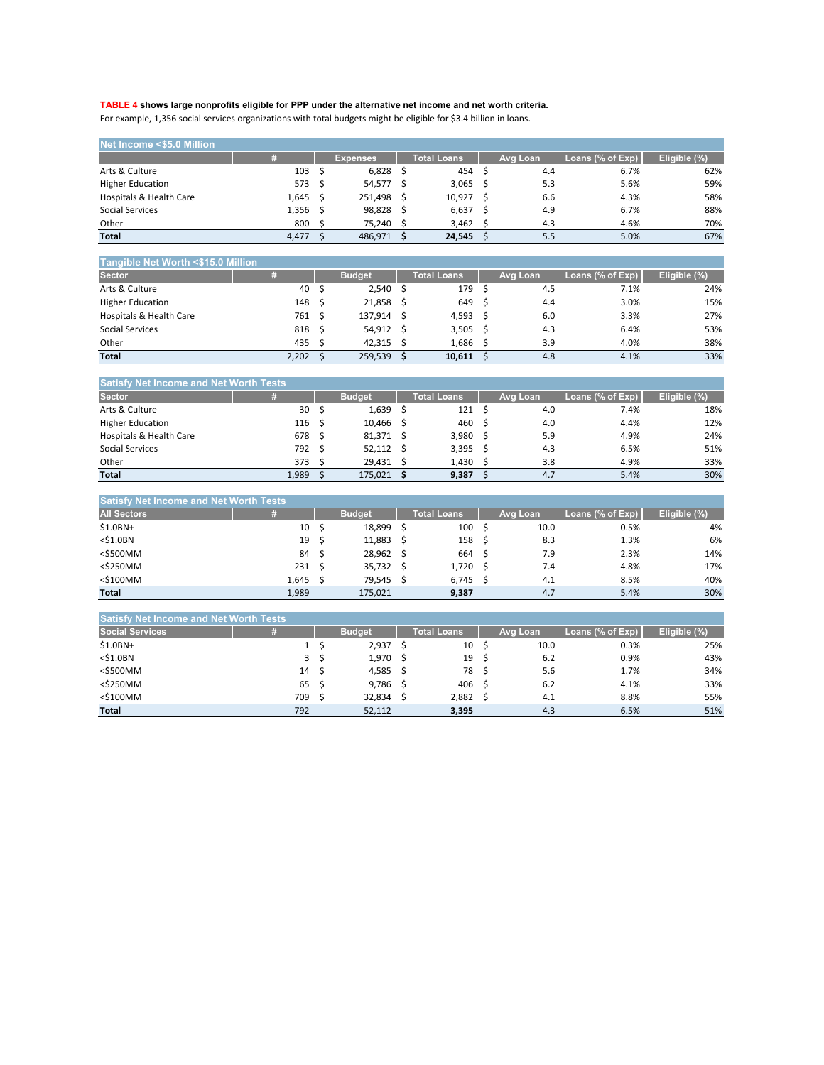**TABLE 4 shows large nonprofits eligible for PPP under the alternative net income and net worth criteria.**

For example, 1,356 social services organizations with total budgets might be eligible for $3.4 billion in loans.

| Net Income <$5.0 Million | # | Expenses | Total Loans | Avg Loan | Loans (% of Exp) | Eligible (%) |
|---|---|---|---|---|---|---|
| Arts & Culture | 103 | $ 6,828 | $ 454 | $ 4.4 | 6.7% | 62% |
| Higher Education | 573 | $ 54,577 | $ 3,065 | $ 5.3 | 5.6% | 59% |
| Hospitals & Health Care | 1,645 | $ 251,498 | $ 10,927 | $ 6.6 | 4.3% | 58% |
| Social Services | 1,356 | $ 98,828 | $ 6,637 | $ 4.9 | 6.7% | 88% |
| Other | 800 | $ 75,240 | $ 3,462 | $ 4.3 | 4.6% | 70% |
| **Total** | 4,477 | $ 486,971 | **$ 24,545** | $ 5.5 | 5.0% | 67% |

| Tangible Net Worth <$15.0 Million | | | | | | |
|---|---|---|---|---|---|---|
| Sector | # | Budget | Total Loans | Avg Loan | Loans (% of Exp) | Eligible (%) |
| Arts & Culture | 40 | $ 2,540 | $ 179 | $ 4.5 | 7.1% | 24% |
| Higher Education | 148 | $ 21,858 | $ 649 | $ 4.4 | 3.0% | 15% |
| Hospitals & Health Care | 761 | $ 137,914 | $ 4,593 | $ 6.0 | 3.3% | 27% |
| Social Services | 818 | $ 54,912 | $ 3,505 | $ 4.3 | 6.4% | 53% |
| Other | 435 | $ 42,315 | $ 1,686 | $ 3.9 | 4.0% | 38% |
| **Total** | 2,202 | $ 259,539 | **$ 10,611** | $ 4.8 | 4.1% | 33% |

| Satisfy Net Income and Net Worth Tests | | | | | | |
|---|---|---|---|---|---|---|
| Sector | # | Budget | Total Loans | Avg Loan | Loans (% of Exp) | Eligible (%) |
| Arts & Culture | 30 | $ 1,639 | $ 121 | $ 4.0 | 7.4% | 18% |
| Higher Education | 116 | $ 10,466 | $ 460 | $ 4.0 | 4.4% | 12% |
| Hospitals & Health Care | 678 | $ 81,371 | $ 3,980 | $ 5.9 | 4.9% | 24% |
| Social Services | 792 | $ 52,112 | $ 3,395 | $ 4.3 | 6.5% | 51% |
| Other | 373 | $ 29,431 | $ 1,430 | $ 3.8 | 4.9% | 33% |
| **Total** | 1,989 | $ 175,021 | **$ 9,387** | $ 4.7 | 5.4% | 30% |

| Satisfy Net Income and Net Worth Tests | | | | | | |
|---|---|---|---|---|---|---|
| All Sectors | # | Budget | Total Loans | Avg Loan | Loans (% of Exp) | Eligible (%) |
| $1.0BN+ | 10 | $ 18,899 | $ 100 | $ 10.0 | 0.5% | 4% |
| <$1.0BN | 19 | $ 11,883 | $ 158 | $ 8.3 | 1.3% | 6% |
| <$500MM | 84 | $ 28,962 | $ 664 | $ 7.9 | 2.3% | 14% |
| <$250MM | 231 | $ 35,732 | $ 1,720 | $ 7.4 | 4.8% | 17% |
| <$100MM | 1,645 | $ 79,545 | $ 6,745 | $ 4.1 | 8.5% | 40% |
| **Total** | 1,989 | 175,021 | **9,387** | 4.7 | 5.4% | 30% |

| Satisfy Net Income and Net Worth Tests | | | | | | |
|---|---|---|---|---|---|---|
| Social Services | # | Budget | Total Loans | Avg Loan | Loans (% of Exp) | Eligible (%) |
| $1.0BN+ | 1 | $ 2,937 | $ 10 | $ 10.0 | 0.3% | 25% |
| <$1.0BN | 3 | $ 1,970 | $ 19 | $ 6.2 | 0.9% | 43% |
| <$500MM | 14 | $ 4,585 | $ 78 | $ 5.6 | 1.7% | 34% |
| <$250MM | 65 | $ 9,786 | $ 406 | $ 6.2 | 4.1% | 33% |
| <$100MM | 709 | $ 32,834 | $ 2,882 | $ 4.1 | 8.8% | 55% |
| **Total** | 792 | 52,112 | **3,395** | 4.3 | 6.5% | 51% |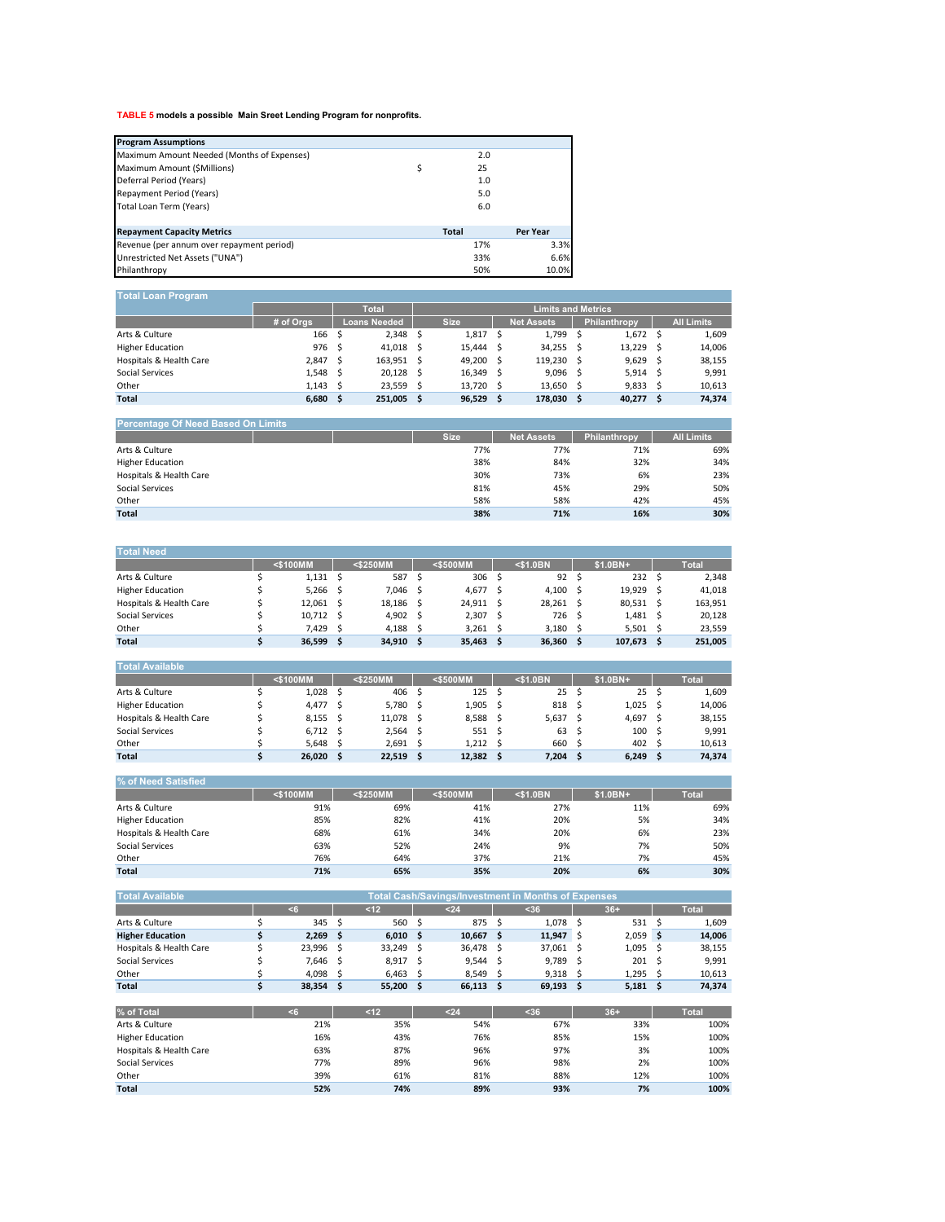**TABLE 5** models a possible Main Sreet Lending Program for nonprofits.

| Program Assumptions | | |
|---|---|---|
| Maximum Amount Needed (Months of Expenses) | 2.0 | |
| Maximum Amount ($Millions) | $ 25 | |
| Deferral Period (Years) | 1.0 | |
| Repayment Period (Years) | 5.0 | |
| Total Loan Term (Years) | 6.0 | |
| **Repayment Capacity Metrics** | **Total** | **Per Year** |
| Revenue (per annum over repayment period) | 17% | 3.3% |
| Unrestricted Net Assets ("UNA") | 33% | 6.6% |
| Philanthropy | 50% | 10.0% |

**Total Loan Program**

| | | Total | Limits and Metrics | | | |
|---|---|---|---|---|---|---|
| | # of Orgs | Loans Needed | Size | Net Assets | Philanthropy | All Limits |
| Arts & Culture | 166 | $ 2,348 | $ 1,817 | $ 1,799 | $ 1,672 | $ 1,609 |
| Higher Education | 976 | $ 41,018 | $ 15,444 | $ 34,255 | $ 13,229 | $ 14,006 |
| Hospitals & Health Care | 2,847 | $ 163,951 | $ 49,200 | $ 119,230 | $ 9,629 | $ 38,155 |
| Social Services | 1,548 | $ 20,128 | $ 16,349 | $ 9,096 | $ 5,914 | $ 9,991 |
| Other | 1,143 | $ 23,559 | $ 13,720 | $ 13,650 | $ 9,833 | $ 10,613 |
| **Total** | **6,680** | **$ 251,005** | **$ 96,529** | **$ 178,030** | **$ 40,277** | **$ 74,374** |

**Percentage Of Need Based On Limits**

| | Size | Net Assets | Philanthropy | All Limits |
|---|---|---|---|---|
| Arts & Culture | 77% | 77% | 71% | 69% |
| Higher Education | 38% | 84% | 32% | 34% |
| Hospitals & Health Care | 30% | 73% | 6% | 23% |
| Social Services | 81% | 45% | 29% | 50% |
| Other | 58% | 58% | 42% | 45% |
| **Total** | **38%** | **71%** | **16%** | **30%** |

**Total Need**

| | <$100MM | <$250MM | <$500MM | <$1.0BN | $1.0BN+ | Total |
|---|---|---|---|---|---|---|
| Arts & Culture | $ 1,131 | $ 587 | $ 306 | $ 92 | $ 232 | $ 2,348 |
| Higher Education | $ 5,266 | $ 7,046 | $ 4,677 | $ 4,100 | $ 19,929 | $ 41,018 |
| Hospitals & Health Care | $ 12,061 | $ 18,186 | $ 24,911 | $ 28,261 | $ 80,531 | $ 163,951 |
| Social Services | $ 10,712 | $ 4,902 | $ 2,307 | $ 726 | $ 1,481 | $ 20,128 |
| Other | $ 7,429 | $ 4,188 | $ 3,261 | $ 3,180 | $ 5,501 | $ 23,559 |
| **Total** | **$ 36,599** | **$ 34,910** | **$ 35,463** | **$ 36,360** | **$ 107,673** | **$ 251,005** |

**Total Available**

| | <$100MM | <$250MM | <$500MM | <$1.0BN | $1.0BN+ | Total |
|---|---|---|---|---|---|---|
| Arts & Culture | $ 1,028 | $ 406 | $ 125 | $ 25 | $ 25 | $ 1,609 |
| Higher Education | $ 4,477 | $ 5,780 | $ 1,905 | $ 818 | $ 1,025 | $ 14,006 |
| Hospitals & Health Care | $ 8,155 | $ 11,078 | $ 8,588 | $ 5,637 | $ 4,697 | $ 38,155 |
| Social Services | $ 6,712 | $ 2,564 | $ 551 | $ 63 | $ 100 | $ 9,991 |
| Other | $ 5,648 | $ 2,691 | $ 1,212 | $ 660 | $ 402 | $ 10,613 |
| **Total** | **$ 26,020** | **$ 22,519** | **$ 12,382** | **$ 7,204** | **$ 6,249** | **$ 74,374** |

**% of Need Satisfied**

| | <$100MM | <$250MM | <$500MM | <$1.0BN | $1.0BN+ | Total |
|---|---|---|---|---|---|---|
| Arts & Culture | 91% | 69% | 41% | 27% | 11% | 69% |
| Higher Education | 85% | 82% | 41% | 20% | 5% | 34% |
| Hospitals & Health Care | 68% | 61% | 34% | 20% | 6% | 23% |
| Social Services | 63% | 52% | 24% | 9% | 7% | 50% |
| Other | 76% | 64% | 37% | 21% | 7% | 45% |
| **Total** | **71%** | **65%** | **35%** | **20%** | **6%** | **30%** |

**Total Available**

| | Total Cash/Savings/Investment in Months of Expenses | | | | | |
|---|---|---|---|---|---|---|
| | <6 | <12 | <24 | <36 | 36+ | Total |
| Arts & Culture | $ 345 | $ 560 | $ 875 | $ 1,078 | $ 531 | $ 1,609 |
| **Higher Education** | **$ 2,269** | **$ 6,010** | **$ 10,667** | **$ 11,947** | $ 2,059 | **$ 14,006** |
| Hospitals & Health Care | $ 23,996 | $ 33,249 | $ 36,478 | $ 37,061 | $ 1,095 | $ 38,155 |
| Social Services | $ 7,646 | $ 8,917 | $ 9,544 | $ 9,789 | $ 201 | $ 9,991 |
| Other | $ 4,098 | $ 6,463 | $ 8,549 | $ 9,318 | $ 1,295 | $ 10,613 |
| **Total** | **$ 38,354** | **$ 55,200** | **$ 66,113** | **$ 69,193** | **$ 5,181** | **$ 74,374** |

| % of Total | <6 | <12 | <24 | <36 | 36+ | Total |
|---|---|---|---|---|---|---|
| Arts & Culture | 21% | 35% | 54% | 67% | 33% | 100% |
| Higher Education | 16% | 43% | 76% | 85% | 15% | 100% |
| Hospitals & Health Care | 63% | 87% | 96% | 97% | 3% | 100% |
| Social Services | 77% | 89% | 96% | 98% | 2% | 100% |
| Other | 39% | 61% | 81% | 88% | 12% | 100% |
| **Total** | **52%** | **74%** | **89%** | **93%** | **7%** | **100%** |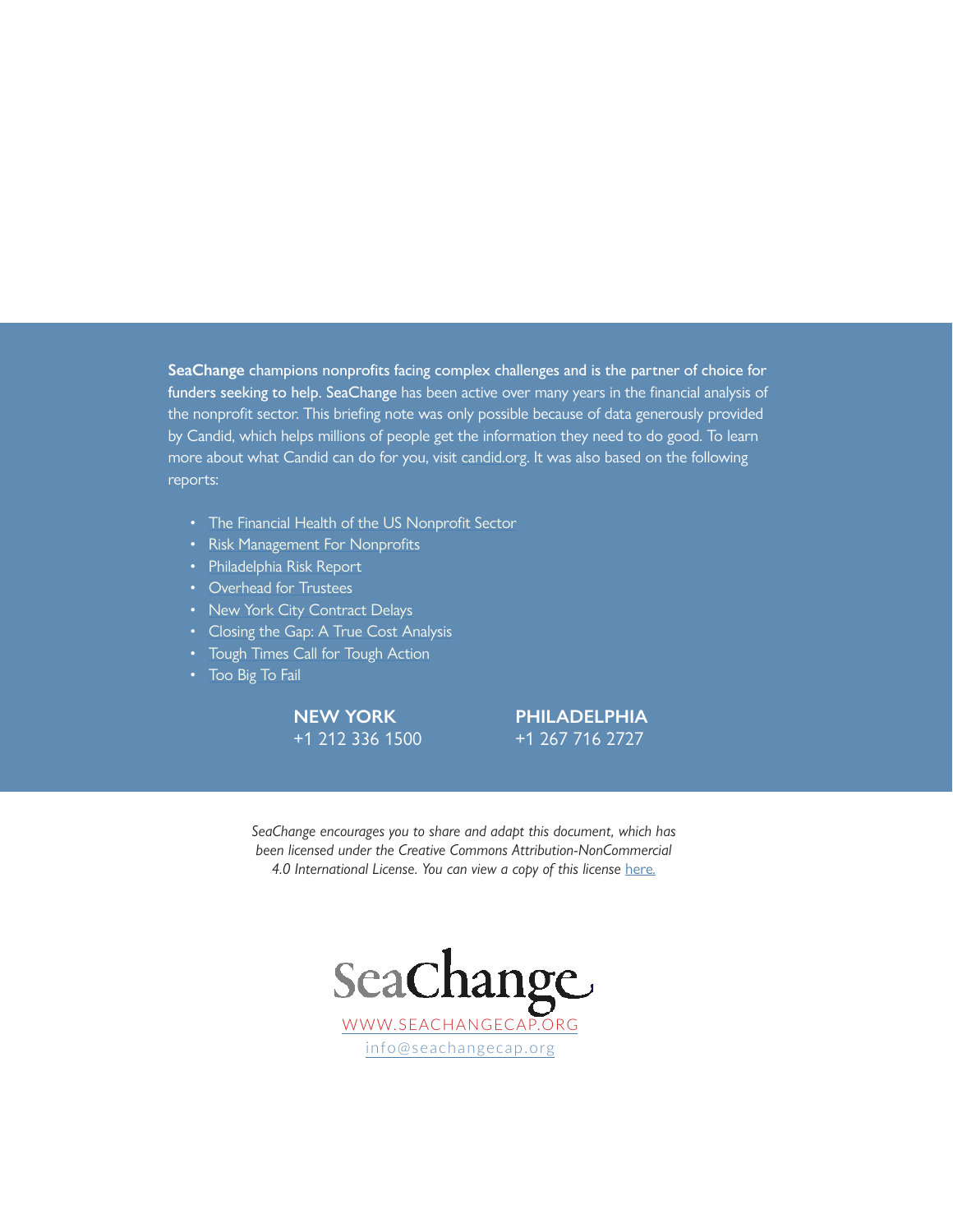**SeaChange champions nonprofits facing complex challenges and is the partner of choice for funders seeking to help. SeaChange** has been active over many years in the financial analysis of the nonprofit sector. This briefing note was only possible because of data generously provided by Candid, which helps millions of people get the information they need to do good. To learn more about what Candid can do for you, visit candid.org. It was also based on the following reports:

- The Financial Health of the US Nonprofit Sector
- Risk Management For Nonprofits
- Philadelphia Risk Report
- Overhead for Trustees
- New York City Contract Delays
- Closing the Gap: A True Cost Analysis
- Tough Times Call for Tough Action
- Too Big To Fail

**NEW YORK**
+1 212 336 1500

**PHILADELPHIA**
+1 267 716 2727

*SeaChange encourages you to share and adapt this document, which has been licensed under the Creative Commons Attribution-NonCommercial 4.0 International License. You can view a copy of this license here.*

SeaChange

WWW.SEACHANGECAP.ORG

info@seachangecap.org